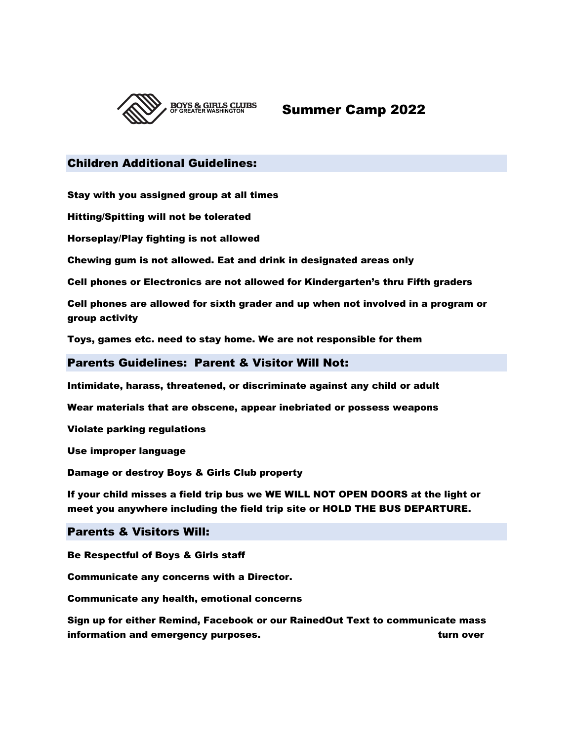BOYS & GIRLS CLUBS OF GREATER WASHINGTON

# Summer Camp 2022

## Children Additional Guidelines:

**Stay with you assigned group at all times**

**Hitting/Spitting will not be tolerated**

**Horseplay/Play fighting is not allowed**

**Chewing gum is not allowed. Eat and drink in designated areas only**

**Cell phones or Electronics are not allowed for Kindergarten's thru Fifth graders**

**Cell phones are allowed for sixth grader and up when not involved in a program or group activity**

**Toys, games etc. need to stay home. We are not responsible for them**

## Parents Guidelines: Parent & Visitor Will Not:

**Intimidate, harass, threatened, or discriminate against any child or adult**

**Wear materials that are obscene, appear inebriated or possess weapons**

**Violate parking regulations**

**Use improper language**

**Damage or destroy Boys & Girls Club property**

**If your child misses a field trip bus we WE WILL NOT OPEN DOORS at the light or meet you anywhere including the field trip site or HOLD THE BUS DEPARTURE.**

## Parents & Visitors Will:

**Be Respectful of Boys & Girls staff**

**Communicate any concerns with a Director.**

**Communicate any health, emotional concerns**

**Sign up for either Remind, Facebook or our RainedOut Text to communicate mass information and emergency purposes.** **turn over**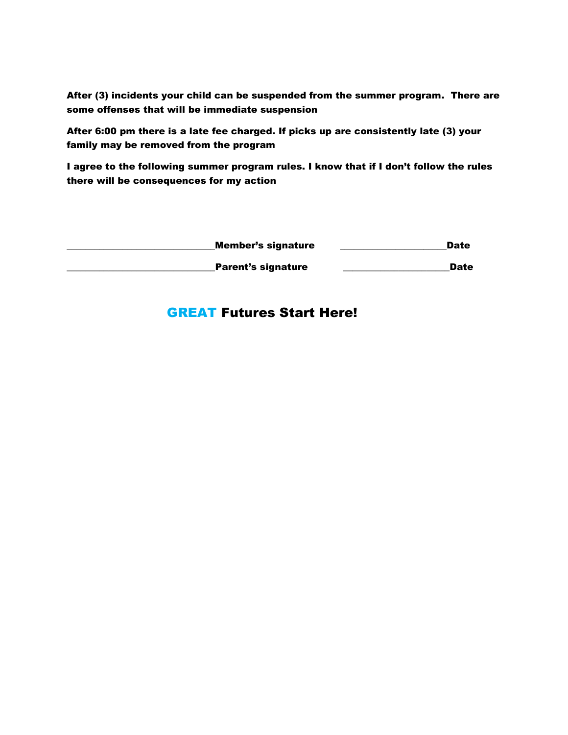**After (3) incidents your child can be suspended from the summer program. There are some offenses that will be immediate suspension**

**After 6:00 pm there is a late fee charged. If picks up are consistently late (3) your family may be removed from the program**

**I agree to the following summer program rules. I know that if I don't follow the rules there will be consequences for my action**

______________________________**Member's signature** ______________________**Date**

______________________________**Parent's signature** ______________________**Date**

**GREAT Futures Start Here!**